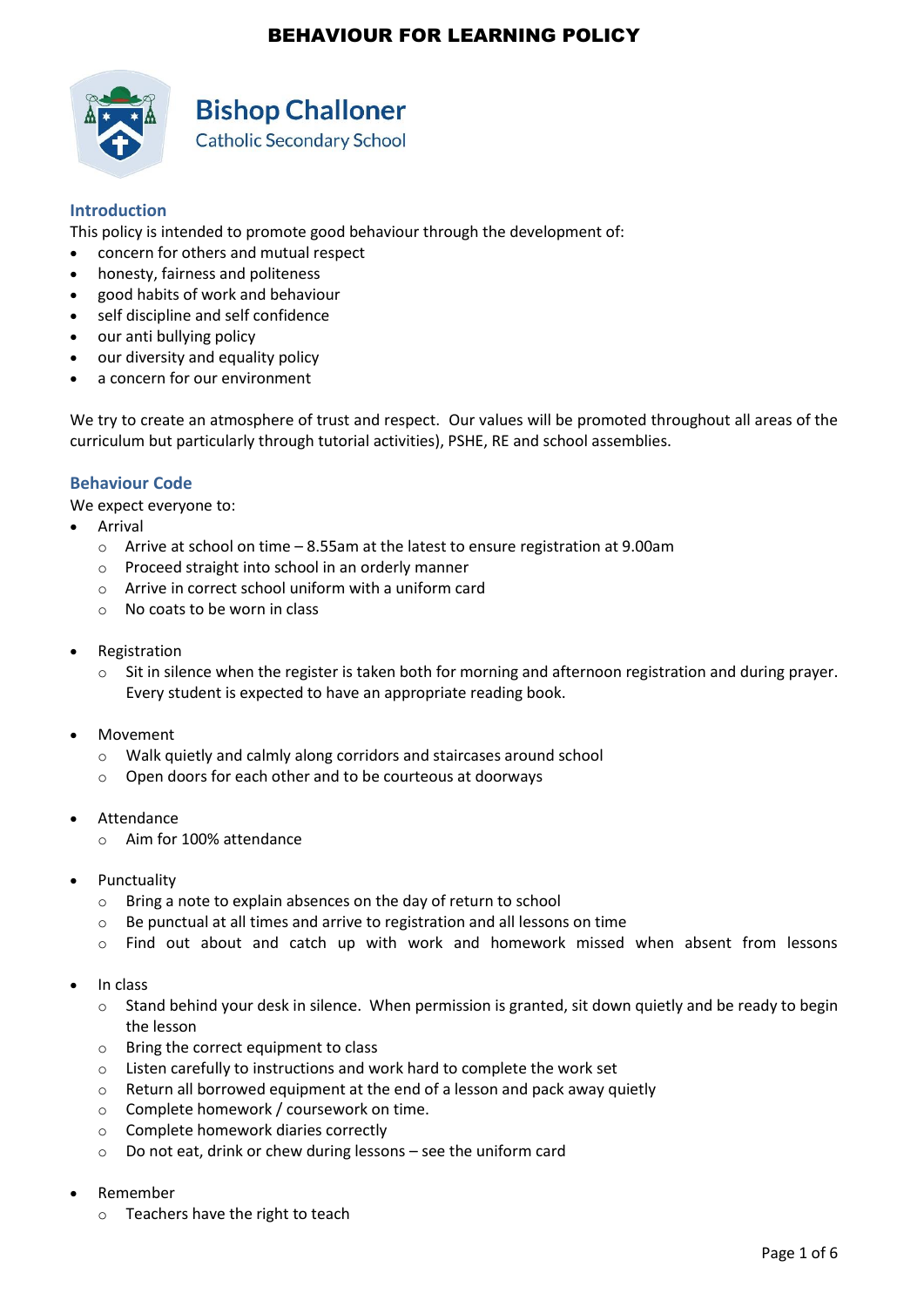# BEHAVIOUR FOR LEARNING POLICY

**Bishop Challoner**
Catholic Secondary School

## Introduction

This policy is intended to promote good behaviour through the development of:

- concern for others and mutual respect
- honesty, fairness and politeness
- good habits of work and behaviour
- self discipline and self confidence
- our anti bullying policy
- our diversity and equality policy
- a concern for our environment

We try to create an atmosphere of trust and respect. Our values will be promoted throughout all areas of the curriculum but particularly through tutorial activities), PSHE, RE and school assemblies.

## Behaviour Code

We expect everyone to:

- Arrival
    - Arrive at school on time – 8.55am at the latest to ensure registration at 9.00am
    - Proceed straight into school in an orderly manner
    - Arrive in correct school uniform with a uniform card
    - No coats to be worn in class

- Registration
    - Sit in silence when the register is taken both for morning and afternoon registration and during prayer. Every student is expected to have an appropriate reading book.

- Movement
    - Walk quietly and calmly along corridors and staircases around school
    - Open doors for each other and to be courteous at doorways

- Attendance
    - Aim for 100% attendance

- Punctuality
    - Bring a note to explain absences on the day of return to school
    - Be punctual at all times and arrive to registration and all lessons on time
    - Find out about and catch up with work and homework missed when absent from lessons

- In class
    - Stand behind your desk in silence. When permission is granted, sit down quietly and be ready to begin the lesson
    - Bring the correct equipment to class
    - Listen carefully to instructions and work hard to complete the work set
    - Return all borrowed equipment at the end of a lesson and pack away quietly
    - Complete homework / coursework on time.
    - Complete homework diaries correctly
    - Do not eat, drink or chew during lessons – see the uniform card

- Remember
    - Teachers have the right to teach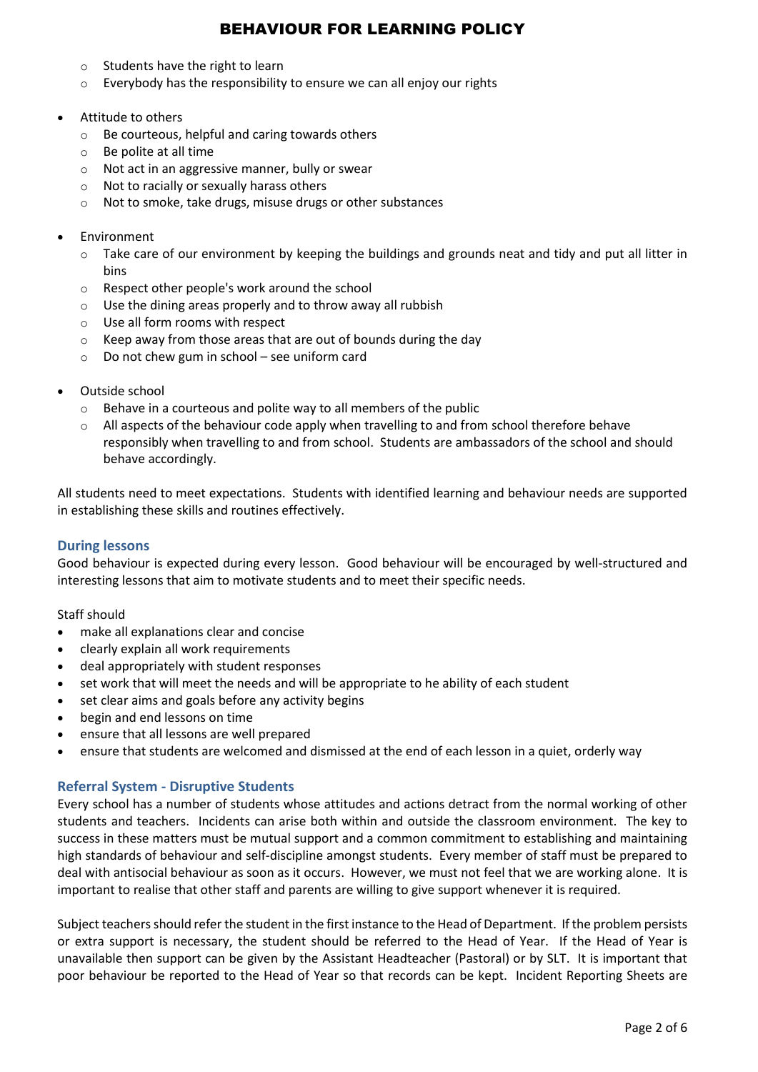- Students have the right to learn
  - Everybody has the responsibility to ensure we can all enjoy our rights

- Attitude to others
  - Be courteous, helpful and caring towards others
  - Be polite at all time
  - Not act in an aggressive manner, bully or swear
  - Not to racially or sexually harass others
  - Not to smoke, take drugs, misuse drugs or other substances

- Environment
  - Take care of our environment by keeping the buildings and grounds neat and tidy and put all litter in bins
  - Respect other people's work around the school
  - Use the dining areas properly and to throw away all rubbish
  - Use all form rooms with respect
  - Keep away from those areas that are out of bounds during the day
  - Do not chew gum in school – see uniform card

- Outside school
  - Behave in a courteous and polite way to all members of the public
  - All aspects of the behaviour code apply when travelling to and from school therefore behave responsibly when travelling to and from school. Students are ambassadors of the school and should behave accordingly.

All students need to meet expectations. Students with identified learning and behaviour needs are supported in establishing these skills and routines effectively.

### During lessons

Good behaviour is expected during every lesson. Good behaviour will be encouraged by well-structured and interesting lessons that aim to motivate students and to meet their specific needs.

Staff should

- make all explanations clear and concise
- clearly explain all work requirements
- deal appropriately with student responses
- set work that will meet the needs and will be appropriate to he ability of each student
- set clear aims and goals before any activity begins
- begin and end lessons on time
- ensure that all lessons are well prepared
- ensure that students are welcomed and dismissed at the end of each lesson in a quiet, orderly way

### Referral System - Disruptive Students

Every school has a number of students whose attitudes and actions detract from the normal working of other students and teachers. Incidents can arise both within and outside the classroom environment. The key to success in these matters must be mutual support and a common commitment to establishing and maintaining high standards of behaviour and self-discipline amongst students. Every member of staff must be prepared to deal with antisocial behaviour as soon as it occurs. However, we must not feel that we are working alone. It is important to realise that other staff and parents are willing to give support whenever it is required.

Subject teachers should refer the student in the first instance to the Head of Department. If the problem persists or extra support is necessary, the student should be referred to the Head of Year. If the Head of Year is unavailable then support can be given by the Assistant Headteacher (Pastoral) or by SLT. It is important that poor behaviour be reported to the Head of Year so that records can be kept. Incident Reporting Sheets are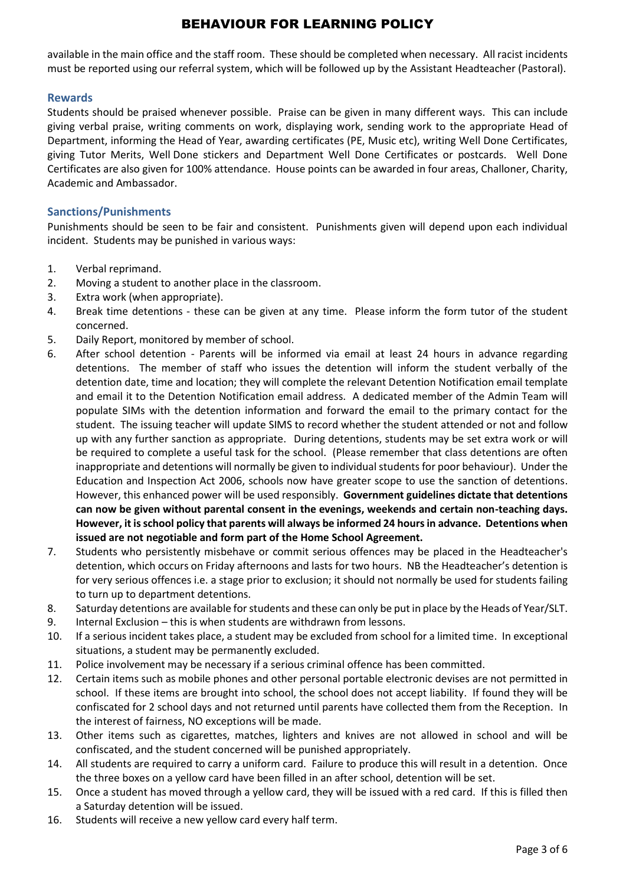available in the main office and the staff room. These should be completed when necessary. All racist incidents must be reported using our referral system, which will be followed up by the Assistant Headteacher (Pastoral).

### Rewards

Students should be praised whenever possible. Praise can be given in many different ways. This can include giving verbal praise, writing comments on work, displaying work, sending work to the appropriate Head of Department, informing the Head of Year, awarding certificates (PE, Music etc), writing Well Done Certificates, giving Tutor Merits, Well Done stickers and Department Well Done Certificates or postcards. Well Done Certificates are also given for 100% attendance. House points can be awarded in four areas, Challoner, Charity, Academic and Ambassador.

### Sanctions/Punishments

Punishments should be seen to be fair and consistent. Punishments given will depend upon each individual incident. Students may be punished in various ways:

1. Verbal reprimand.
2. Moving a student to another place in the classroom.
3. Extra work (when appropriate).
4. Break time detentions - these can be given at any time. Please inform the form tutor of the student concerned.
5. Daily Report, monitored by member of school.
6. After school detention - Parents will be informed via email at least 24 hours in advance regarding detentions. The member of staff who issues the detention will inform the student verbally of the detention date, time and location; they will complete the relevant Detention Notification email template and email it to the Detention Notification email address. A dedicated member of the Admin Team will populate SIMs with the detention information and forward the email to the primary contact for the student. The issuing teacher will update SIMS to record whether the student attended or not and follow up with any further sanction as appropriate. During detentions, students may be set extra work or will be required to complete a useful task for the school. (Please remember that class detentions are often inappropriate and detentions will normally be given to individual students for poor behaviour). Under the Education and Inspection Act 2006, schools now have greater scope to use the sanction of detentions. However, this enhanced power will be used responsibly. **Government guidelines dictate that detentions can now be given without parental consent in the evenings, weekends and certain non-teaching days. However, it is school policy that parents will always be informed 24 hours in advance. Detentions when issued are not negotiable and form part of the Home School Agreement.**
7. Students who persistently misbehave or commit serious offences may be placed in the Headteacher's detention, which occurs on Friday afternoons and lasts for two hours. NB the Headteacher's detention is for very serious offences i.e. a stage prior to exclusion; it should not normally be used for students failing to turn up to department detentions.
8. Saturday detentions are available for students and these can only be put in place by the Heads of Year/SLT.
9. Internal Exclusion – this is when students are withdrawn from lessons.
10. If a serious incident takes place, a student may be excluded from school for a limited time. In exceptional situations, a student may be permanently excluded.
11. Police involvement may be necessary if a serious criminal offence has been committed.
12. Certain items such as mobile phones and other personal portable electronic devises are not permitted in school. If these items are brought into school, the school does not accept liability. If found they will be confiscated for 2 school days and not returned until parents have collected them from the Reception. In the interest of fairness, NO exceptions will be made.
13. Other items such as cigarettes, matches, lighters and knives are not allowed in school and will be confiscated, and the student concerned will be punished appropriately.
14. All students are required to carry a uniform card. Failure to produce this will result in a detention. Once the three boxes on a yellow card have been filled in an after school, detention will be set.
15. Once a student has moved through a yellow card, they will be issued with a red card. If this is filled then a Saturday detention will be issued.
16. Students will receive a new yellow card every half term.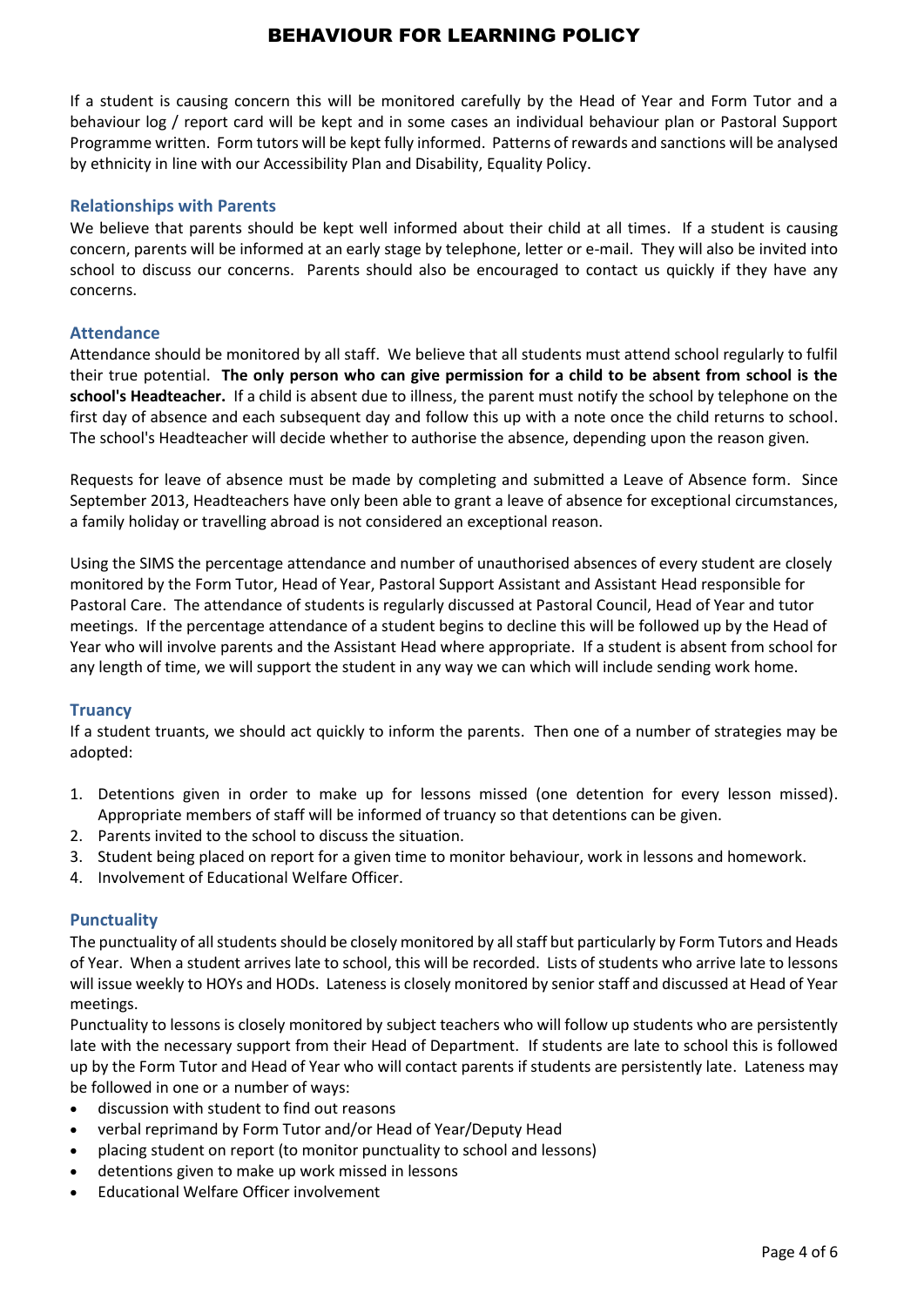If a student is causing concern this will be monitored carefully by the Head of Year and Form Tutor and a behaviour log / report card will be kept and in some cases an individual behaviour plan or Pastoral Support Programme written. Form tutors will be kept fully informed. Patterns of rewards and sanctions will be analysed by ethnicity in line with our Accessibility Plan and Disability, Equality Policy.

### Relationships with Parents

We believe that parents should be kept well informed about their child at all times. If a student is causing concern, parents will be informed at an early stage by telephone, letter or e-mail. They will also be invited into school to discuss our concerns. Parents should also be encouraged to contact us quickly if they have any concerns.

### Attendance

Attendance should be monitored by all staff. We believe that all students must attend school regularly to fulfil their true potential. **The only person who can give permission for a child to be absent from school is the school's Headteacher.** If a child is absent due to illness, the parent must notify the school by telephone on the first day of absence and each subsequent day and follow this up with a note once the child returns to school. The school's Headteacher will decide whether to authorise the absence, depending upon the reason given.

Requests for leave of absence must be made by completing and submitted a Leave of Absence form. Since September 2013, Headteachers have only been able to grant a leave of absence for exceptional circumstances, a family holiday or travelling abroad is not considered an exceptional reason.

Using the SIMS the percentage attendance and number of unauthorised absences of every student are closely monitored by the Form Tutor, Head of Year, Pastoral Support Assistant and Assistant Head responsible for Pastoral Care. The attendance of students is regularly discussed at Pastoral Council, Head of Year and tutor meetings. If the percentage attendance of a student begins to decline this will be followed up by the Head of Year who will involve parents and the Assistant Head where appropriate. If a student is absent from school for any length of time, we will support the student in any way we can which will include sending work home.

### Truancy

If a student truants, we should act quickly to inform the parents. Then one of a number of strategies may be adopted:

1. Detentions given in order to make up for lessons missed (one detention for every lesson missed). Appropriate members of staff will be informed of truancy so that detentions can be given.
2. Parents invited to the school to discuss the situation.
3. Student being placed on report for a given time to monitor behaviour, work in lessons and homework.
4. Involvement of Educational Welfare Officer.

### Punctuality

The punctuality of all students should be closely monitored by all staff but particularly by Form Tutors and Heads of Year. When a student arrives late to school, this will be recorded. Lists of students who arrive late to lessons will issue weekly to HOYs and HODs. Lateness is closely monitored by senior staff and discussed at Head of Year meetings.

Punctuality to lessons is closely monitored by subject teachers who will follow up students who are persistently late with the necessary support from their Head of Department. If students are late to school this is followed up by the Form Tutor and Head of Year who will contact parents if students are persistently late. Lateness may be followed in one or a number of ways:

- discussion with student to find out reasons
- verbal reprimand by Form Tutor and/or Head of Year/Deputy Head
- placing student on report (to monitor punctuality to school and lessons)
- detentions given to make up work missed in lessons
- Educational Welfare Officer involvement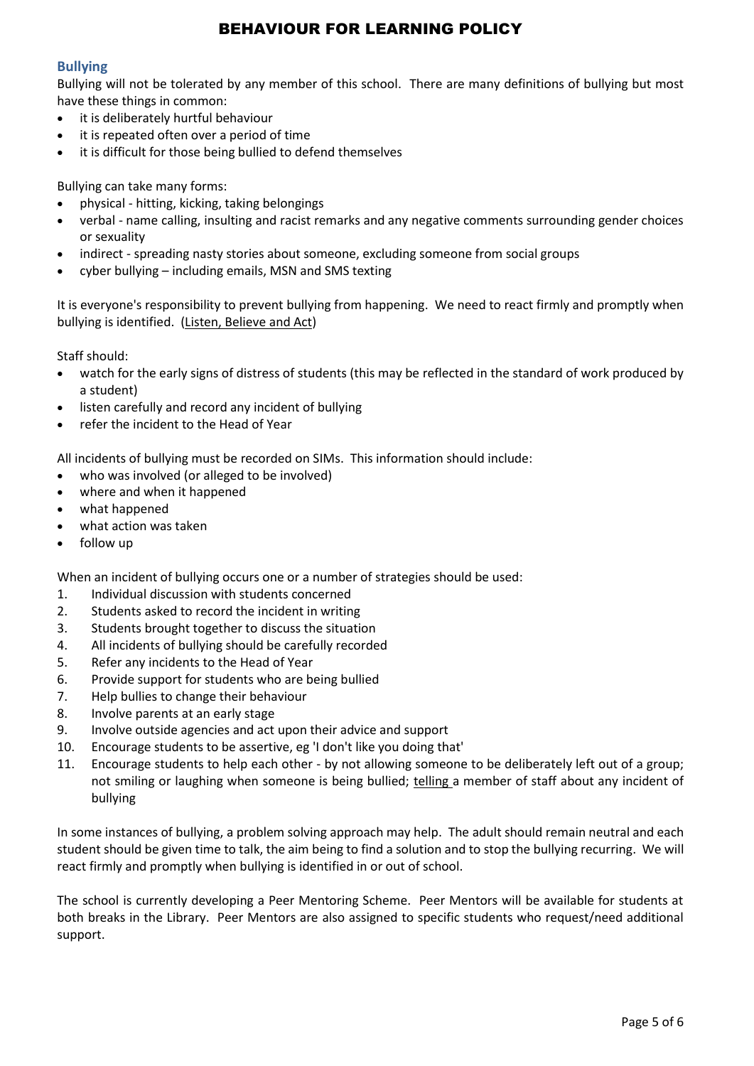## Bullying

Bullying will not be tolerated by any member of this school. There are many definitions of bullying but most have these things in common:

- it is deliberately hurtful behaviour
- it is repeated often over a period of time
- it is difficult for those being bullied to defend themselves

Bullying can take many forms:

- physical - hitting, kicking, taking belongings
- verbal - name calling, insulting and racist remarks and any negative comments surrounding gender choices or sexuality
- indirect - spreading nasty stories about someone, excluding someone from social groups
- cyber bullying – including emails, MSN and SMS texting

It is everyone's responsibility to prevent bullying from happening. We need to react firmly and promptly when bullying is identified. (Listen, Believe and Act)

Staff should:

- watch for the early signs of distress of students (this may be reflected in the standard of work produced by a student)
- listen carefully and record any incident of bullying
- refer the incident to the Head of Year

All incidents of bullying must be recorded on SIMs. This information should include:

- who was involved (or alleged to be involved)
- where and when it happened
- what happened
- what action was taken
- follow up

When an incident of bullying occurs one or a number of strategies should be used:

1. Individual discussion with students concerned
2. Students asked to record the incident in writing
3. Students brought together to discuss the situation
4. All incidents of bullying should be carefully recorded
5. Refer any incidents to the Head of Year
6. Provide support for students who are being bullied
7. Help bullies to change their behaviour
8. Involve parents at an early stage
9. Involve outside agencies and act upon their advice and support
10. Encourage students to be assertive, eg 'I don't like you doing that'
11. Encourage students to help each other - by not allowing someone to be deliberately left out of a group; not smiling or laughing when someone is being bullied; telling a member of staff about any incident of bullying

In some instances of bullying, a problem solving approach may help. The adult should remain neutral and each student should be given time to talk, the aim being to find a solution and to stop the bullying recurring. We will react firmly and promptly when bullying is identified in or out of school.

The school is currently developing a Peer Mentoring Scheme. Peer Mentors will be available for students at both breaks in the Library. Peer Mentors are also assigned to specific students who request/need additional support.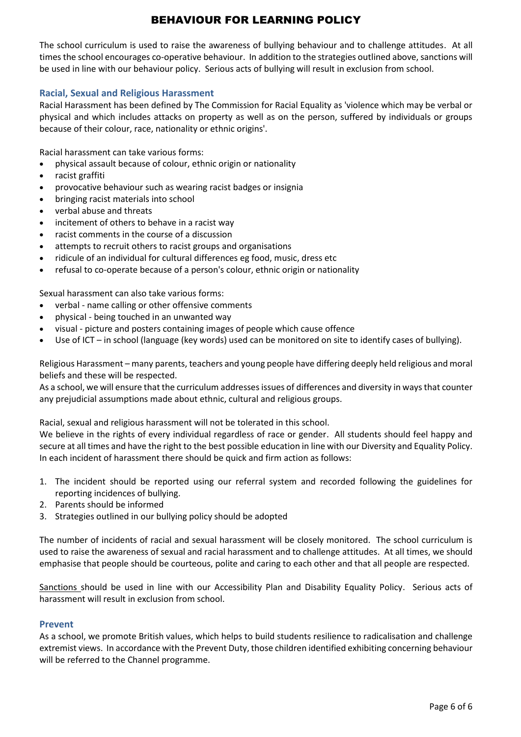The school curriculum is used to raise the awareness of bullying behaviour and to challenge attitudes. At all times the school encourages co-operative behaviour. In addition to the strategies outlined above, sanctions will be used in line with our behaviour policy. Serious acts of bullying will result in exclusion from school.

### Racial, Sexual and Religious Harassment

Racial Harassment has been defined by The Commission for Racial Equality as 'violence which may be verbal or physical and which includes attacks on property as well as on the person, suffered by individuals or groups because of their colour, race, nationality or ethnic origins'.

Racial harassment can take various forms:

- physical assault because of colour, ethnic origin or nationality
- racist graffiti
- provocative behaviour such as wearing racist badges or insignia
- bringing racist materials into school
- verbal abuse and threats
- incitement of others to behave in a racist way
- racist comments in the course of a discussion
- attempts to recruit others to racist groups and organisations
- ridicule of an individual for cultural differences eg food, music, dress etc
- refusal to co-operate because of a person's colour, ethnic origin or nationality

Sexual harassment can also take various forms:

- verbal - name calling or other offensive comments
- physical - being touched in an unwanted way
- visual - picture and posters containing images of people which cause offence
- Use of ICT – in school (language (key words) used can be monitored on site to identify cases of bullying).

Religious Harassment – many parents, teachers and young people have differing deeply held religious and moral beliefs and these will be respected.

As a school, we will ensure that the curriculum addresses issues of differences and diversity in ways that counter any prejudicial assumptions made about ethnic, cultural and religious groups.

Racial, sexual and religious harassment will not be tolerated in this school.

We believe in the rights of every individual regardless of race or gender. All students should feel happy and secure at all times and have the right to the best possible education in line with our Diversity and Equality Policy. In each incident of harassment there should be quick and firm action as follows:

1. The incident should be reported using our referral system and recorded following the guidelines for reporting incidences of bullying.
2. Parents should be informed
3. Strategies outlined in our bullying policy should be adopted

The number of incidents of racial and sexual harassment will be closely monitored. The school curriculum is used to raise the awareness of sexual and racial harassment and to challenge attitudes. At all times, we should emphasise that people should be courteous, polite and caring to each other and that all people are respected.

Sanctions should be used in line with our Accessibility Plan and Disability Equality Policy. Serious acts of harassment will result in exclusion from school.

### Prevent

As a school, we promote British values, which helps to build students resilience to radicalisation and challenge extremist views. In accordance with the Prevent Duty, those children identified exhibiting concerning behaviour will be referred to the Channel programme.